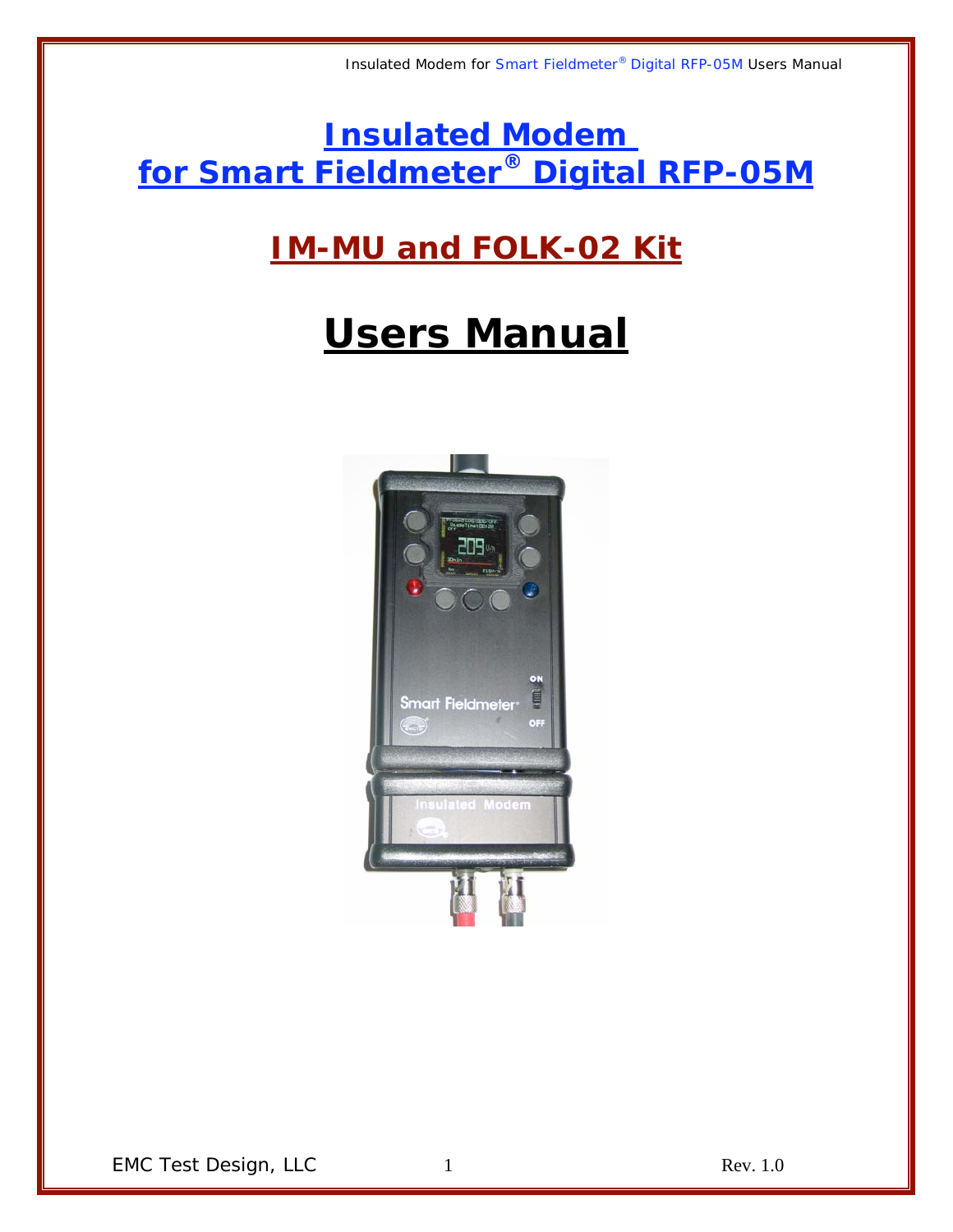# Insulated Modem for Smart Fieldmeter® Digital RFP-05M

## IM-MU and FOLK-02 Kit

# Users Manual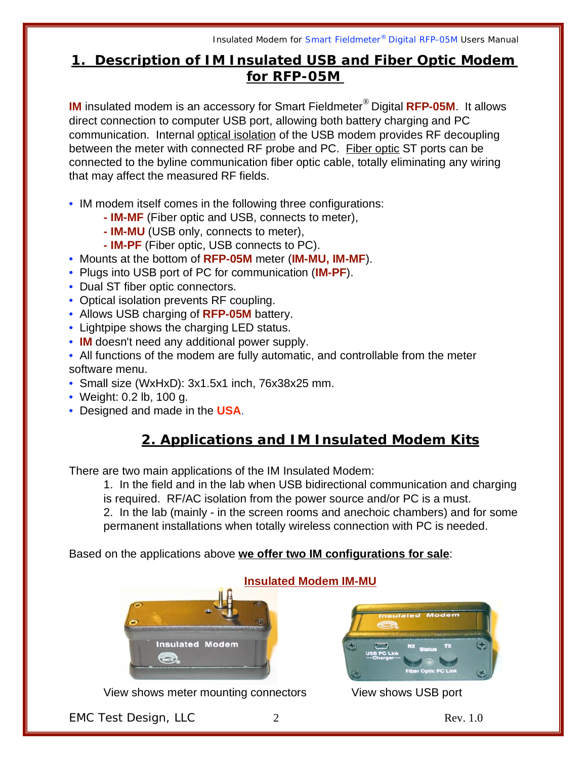## 1. Description of IM Insulated USB and Fiber Optic Modem for RFP-05M

**IM** insulated modem is an accessory for Smart Fieldmeter® Digital **RFP-05M**. It allows direct connection to computer USB port, allowing both battery charging and PC communication. Internal optical isolation of the USB modem provides RF decoupling between the meter with connected RF probe and PC. Fiber optic ST ports can be connected to the byline communication fiber optic cable, totally eliminating any wiring that may affect the measured RF fields.

- IM modem itself comes in the following three configurations:
  - **- IM-MF** (Fiber optic and USB, connects to meter),
  - **- IM-MU** (USB only, connects to meter),
  - **- IM-PF** (Fiber optic, USB connects to PC).
- Mounts at the bottom of **RFP-05M** meter (**IM-MU, IM-MF**).
- Plugs into USB port of PC for communication (**IM-PF**).
- Dual ST fiber optic connectors.
- Optical isolation prevents RF coupling.
- Allows USB charging of **RFP-05M** battery.
- Lightpipe shows the charging LED status.
- **IM** doesn't need any additional power supply.
- All functions of the modem are fully automatic, and controllable from the meter software menu.
- Small size (WxHxD): 3x1.5x1 inch, 76x38x25 mm.
- Weight: 0.2 lb, 100 g.
- Designed and made in the **USA**.

## 2. Applications and IM Insulated Modem Kits

There are two main applications of the IM Insulated Modem:

1. In the field and in the lab when USB bidirectional communication and charging is required. RF/AC isolation from the power source and/or PC is a must.
2. In the lab (mainly - in the screen rooms and anechoic chambers) and for some permanent installations when totally wireless connection with PC is needed.

Based on the applications above **we offer two IM configurations for sale**:

**Insulated Modem IM-MU**

View shows meter mounting connectors

View shows USB port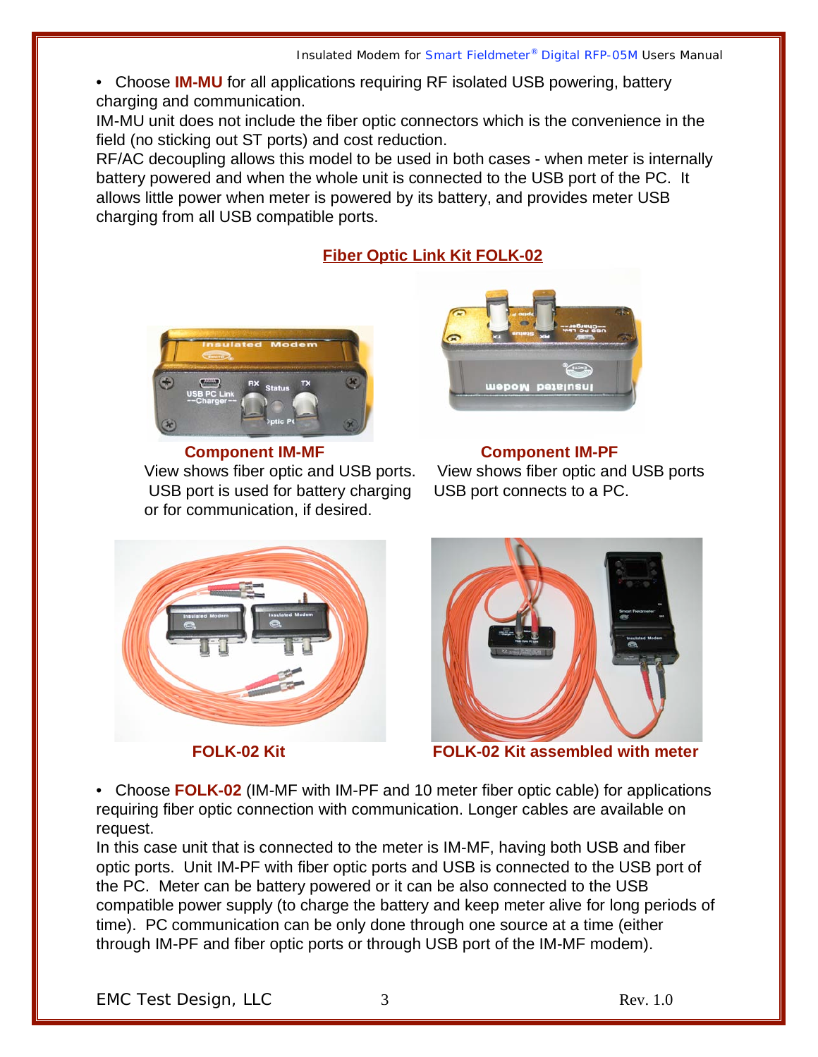- Choose **IM-MU** for all applications requiring RF isolated USB powering, battery charging and communication.

IM-MU unit does not include the fiber optic connectors which is the convenience in the field (no sticking out ST ports) and cost reduction.

RF/AC decoupling allows this model to be used in both cases - when meter is internally battery powered and when the whole unit is connected to the USB port of the PC. It allows little power when meter is powered by its battery, and provides meter USB charging from all USB compatible ports.

## Fiber Optic Link Kit FOLK-02

**Component IM-MF**
View shows fiber optic and USB ports. USB port is used for battery charging or for communication, if desired.

**Component IM-PF**
View shows fiber optic and USB ports USB port connects to a PC.

**FOLK-02 Kit**

**FOLK-02 Kit assembled with meter**

- Choose **FOLK-02** (IM-MF with IM-PF and 10 meter fiber optic cable) for applications requiring fiber optic connection with communication. Longer cables are available on request.

In this case unit that is connected to the meter is IM-MF, having both USB and fiber optic ports. Unit IM-PF with fiber optic ports and USB is connected to the USB port of the PC. Meter can be battery powered or it can be also connected to the USB compatible power supply (to charge the battery and keep meter alive for long periods of time). PC communication can be only done through one source at a time (either through IM-PF and fiber optic ports or through USB port of the IM-MF modem).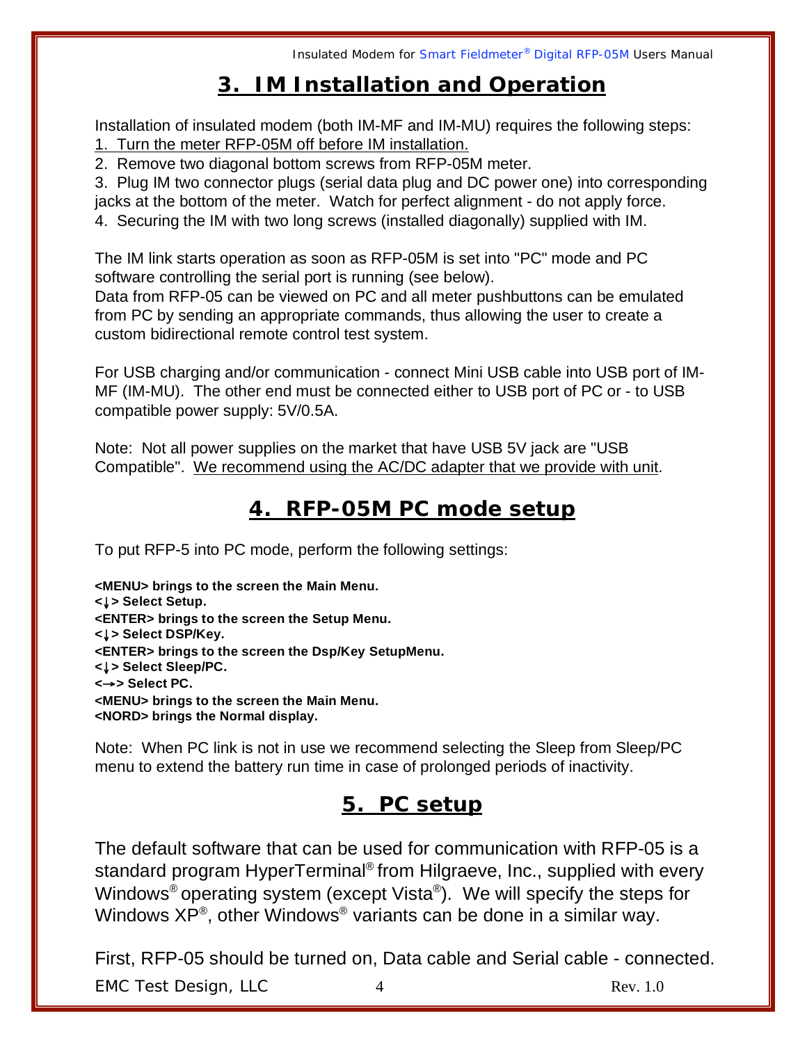## 3. IM Installation and Operation

Installation of insulated modem (both IM-MF and IM-MU) requires the following steps:

1. Turn the meter RFP-05M off before IM installation.
2. Remove two diagonal bottom screws from RFP-05M meter.
3. Plug IM two connector plugs (serial data plug and DC power one) into corresponding jacks at the bottom of the meter. Watch for perfect alignment - do not apply force.
4. Securing the IM with two long screws (installed diagonally) supplied with IM.

The IM link starts operation as soon as RFP-05M is set into "PC" mode and PC software controlling the serial port is running (see below).
Data from RFP-05 can be viewed on PC and all meter pushbuttons can be emulated from PC by sending an appropriate commands, thus allowing the user to create a custom bidirectional remote control test system.

For USB charging and/or communication - connect Mini USB cable into USB port of IM-MF (IM-MU). The other end must be connected either to USB port of PC or - to USB compatible power supply: 5V/0.5A.

Note: Not all power supplies on the market that have USB 5V jack are "USB Compatible". We recommend using the AC/DC adapter that we provide with unit.

## 4. RFP-05M PC mode setup

To put RFP-5 into PC mode, perform the following settings:

**<MENU> brings to the screen the Main Menu.**
**<↓> Select Setup.**
**<ENTER> brings to the screen the Setup Menu.**
**<↓> Select DSP/Key.**
**<ENTER> brings to the screen the Dsp/Key SetupMenu.**
**<↓> Select Sleep/PC.**
**<→> Select PC.**
**<MENU> brings to the screen the Main Menu.**
**<NORD> brings the Normal display.**

Note: When PC link is not in use we recommend selecting the Sleep from Sleep/PC menu to extend the battery run time in case of prolonged periods of inactivity.

## 5. PC setup

The default software that can be used for communication with RFP-05 is a standard program HyperTerminal® from Hilgraeve, Inc., supplied with every Windows® operating system (except Vista®). We will specify the steps for Windows XP®, other Windows® variants can be done in a similar way.

First, RFP-05 should be turned on, Data cable and Serial cable - connected.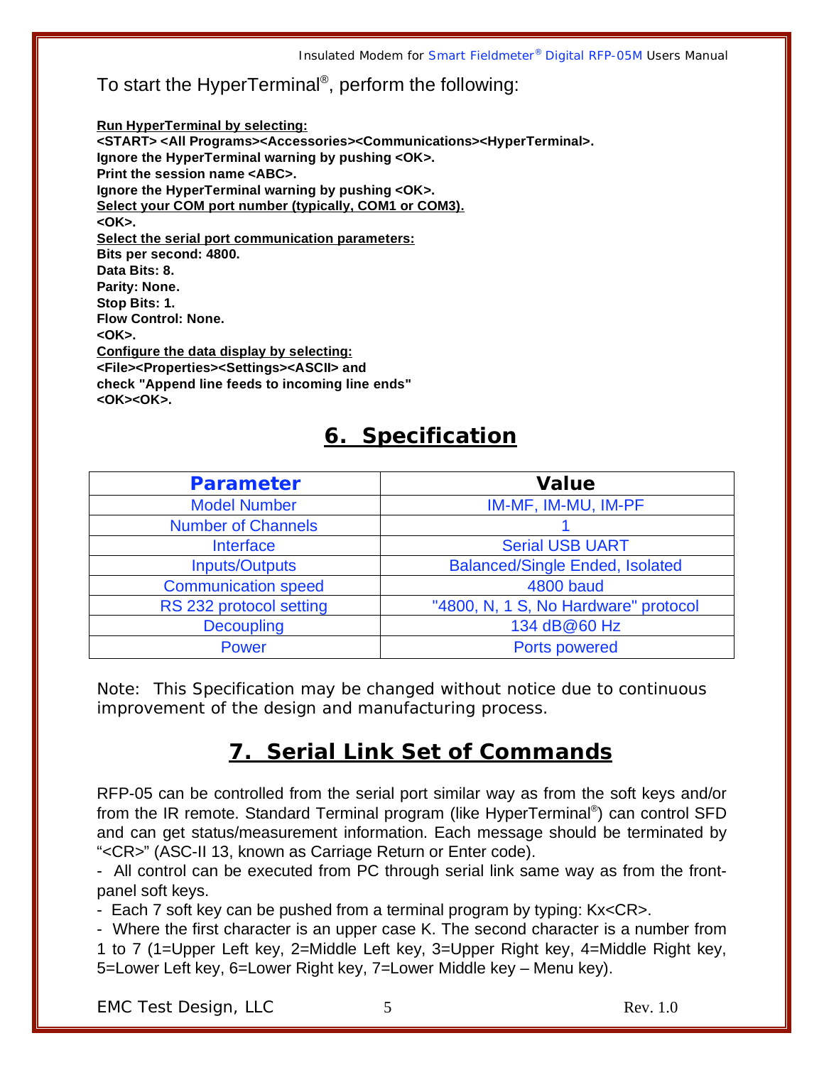To start the HyperTerminal®, perform the following:

**Run HyperTerminal by selecting:**
**<START> <All Programs><Accessories><Communications><HyperTerminal>.**
**Ignore the HyperTerminal warning by pushing <OK>.**
**Print the session name <ABC>.**
**Ignore the HyperTerminal warning by pushing <OK>.**
**Select your COM port number (typically, COM1 or COM3).**
**<OK>.**
**Select the serial port communication parameters:**
**Bits per second: 4800.**
**Data Bits: 8.**
**Parity: None.**
**Stop Bits: 1.**
**Flow Control: None.**
**<OK>.**
**Configure the data display by selecting:**
**<File><Properties><Settings><ASCII> and**
**check "Append line feeds to incoming line ends"**
**<OK><OK>.**

## 6. Specification

| Parameter | Value |
|---|---|
| Model Number | IM-MF, IM-MU, IM-PF |
| Number of Channels | 1 |
| Interface | Serial USB UART |
| Inputs/Outputs | Balanced/Single Ended, Isolated |
| Communication speed | 4800 baud |
| RS 232 protocol setting | "4800, N, 1 S, No Hardware" protocol |
| Decoupling | 134 dB@60 Hz |
| Power | Ports powered |

Note: This Specification may be changed without notice due to continuous improvement of the design and manufacturing process.

## 7. Serial Link Set of Commands

RFP-05 can be controlled from the serial port similar way as from the soft keys and/or from the IR remote. Standard Terminal program (like HyperTerminal®) can control SFD and can get status/measurement information. Each message should be terminated by "<CR>" (ASC-II 13, known as Carriage Return or Enter code).

- All control can be executed from PC through serial link same way as from the front-panel soft keys.
- Each 7 soft key can be pushed from a terminal program by typing: Kx<CR>.
- Where the first character is an upper case K. The second character is a number from 1 to 7 (1=Upper Left key, 2=Middle Left key, 3=Upper Right key, 4=Middle Right key, 5=Lower Left key, 6=Lower Right key, 7=Lower Middle key – Menu key).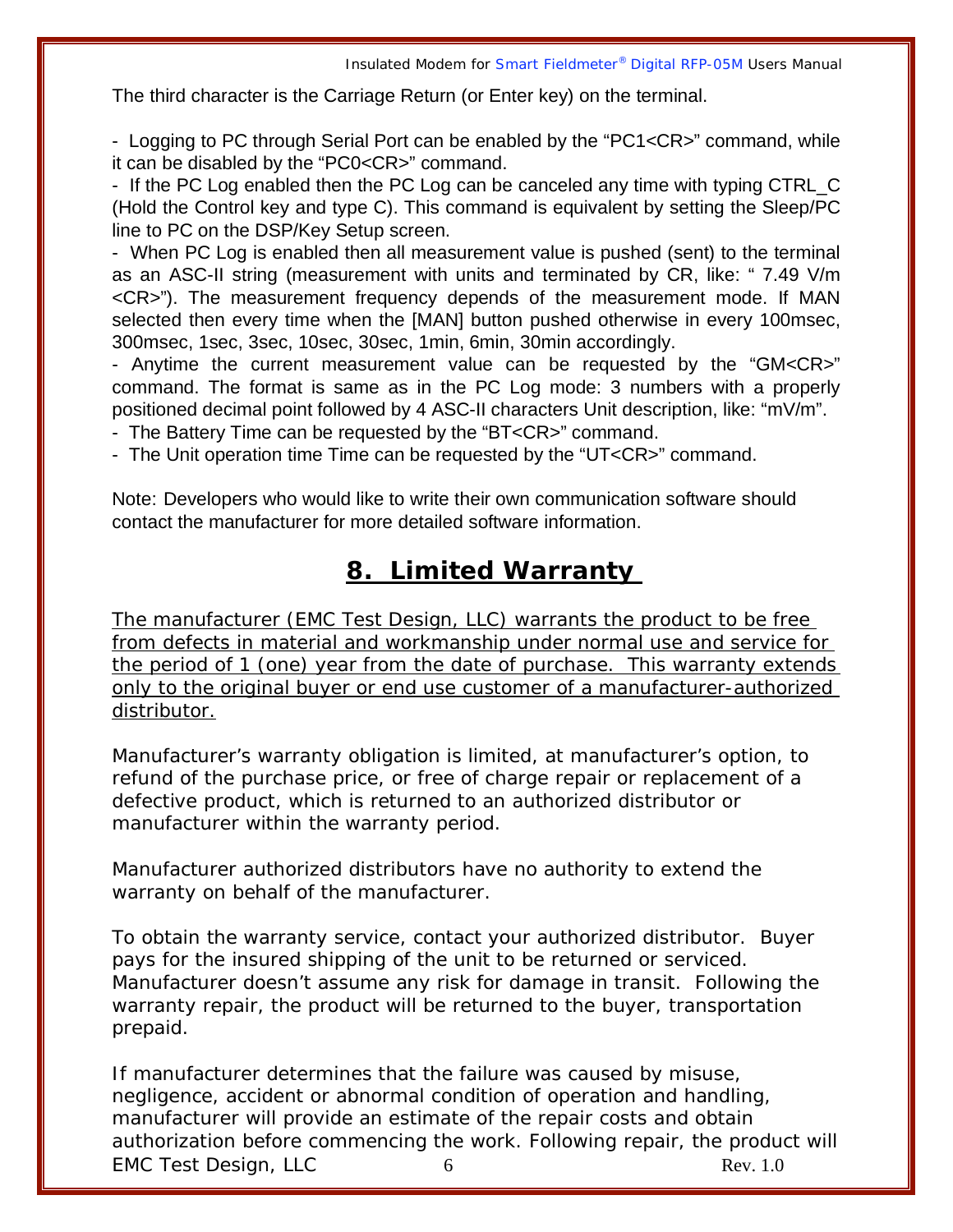The third character is the Carriage Return (or Enter key) on the terminal.

- Logging to PC through Serial Port can be enabled by the "PC1<CR>" command, while it can be disabled by the "PC0<CR>" command.
- If the PC Log enabled then the PC Log can be canceled any time with typing CTRL_C (Hold the Control key and type C). This command is equivalent by setting the Sleep/PC line to PC on the DSP/Key Setup screen.
- When PC Log is enabled then all measurement value is pushed (sent) to the terminal as an ASC-II string (measurement with units and terminated by CR, like: " 7.49 V/m <CR>"). The measurement frequency depends of the measurement mode. If MAN selected then every time when the [MAN] button pushed otherwise in every 100msec, 300msec, 1sec, 3sec, 10sec, 30sec, 1min, 6min, 30min accordingly.
- Anytime the current measurement value can be requested by the "GM<CR>" command. The format is same as in the PC Log mode: 3 numbers with a properly positioned decimal point followed by 4 ASC-II characters Unit description, like: "mV/m".
- The Battery Time can be requested by the "BT<CR>" command.
- The Unit operation time Time can be requested by the "UT<CR>" command.

Note: Developers who would like to write their own communication software should contact the manufacturer for more detailed software information.

# 8. Limited Warranty

The manufacturer (EMC Test Design, LLC) warrants the product to be free from defects in material and workmanship under normal use and service for the period of 1 (one) year from the date of purchase. This warranty extends only to the original buyer or end use customer of a manufacturer-authorized distributor.

Manufacturer's warranty obligation is limited, at manufacturer's option, to refund of the purchase price, or free of charge repair or replacement of a defective product, which is returned to an authorized distributor or manufacturer within the warranty period.

Manufacturer authorized distributors have no authority to extend the warranty on behalf of the manufacturer.

To obtain the warranty service, contact your authorized distributor. Buyer pays for the insured shipping of the unit to be returned or serviced. Manufacturer doesn't assume any risk for damage in transit. Following the warranty repair, the product will be returned to the buyer, transportation prepaid.

If manufacturer determines that the failure was caused by misuse, negligence, accident or abnormal condition of operation and handling, manufacturer will provide an estimate of the repair costs and obtain authorization before commencing the work. Following repair, the product will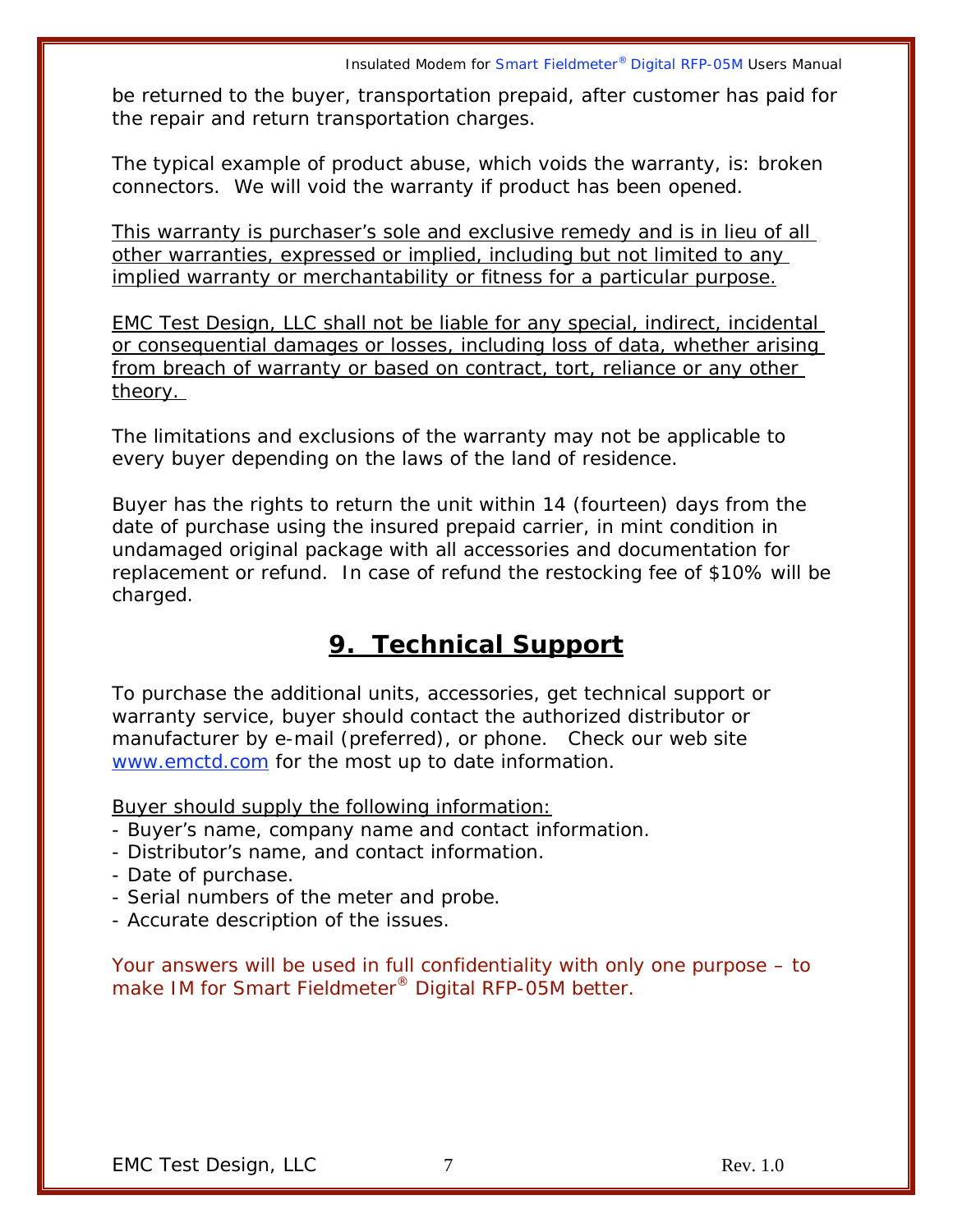be returned to the buyer, transportation prepaid, after customer has paid for the repair and return transportation charges.

The typical example of product abuse, which voids the warranty, is: broken connectors. We will void the warranty if product has been opened.

<u>This warranty is purchaser's sole and exclusive remedy and is in lieu of all other warranties, expressed or implied, including but not limited to any implied warranty or merchantability or fitness for a particular purpose.</u>

<u>EMC Test Design, LLC shall not be liable for any special, indirect, incidental or consequential damages or losses, including loss of data, whether arising from breach of warranty or based on contract, tort, reliance or any other theory.</u>

The limitations and exclusions of the warranty may not be applicable to every buyer depending on the laws of the land of residence.

Buyer has the rights to return the unit within 14 (fourteen) days from the date of purchase using the insured prepaid carrier, in mint condition in undamaged original package with all accessories and documentation for replacement or refund. In case of refund the restocking fee of $10% will be charged.

# 9. Technical Support

To purchase the additional units, accessories, get technical support or warranty service, buyer should contact the authorized distributor or manufacturer by e-mail (preferred), or phone. Check our web site www.emctd.com for the most up to date information.

<u>Buyer should supply the following information:</u>
- Buyer's name, company name and contact information.
- Distributor's name, and contact information.
- Date of purchase.
- Serial numbers of the meter and probe.
- Accurate description of the issues.

Your answers will be used in full confidentiality with only one purpose – to make IM for Smart Fieldmeter® Digital RFP-05M better.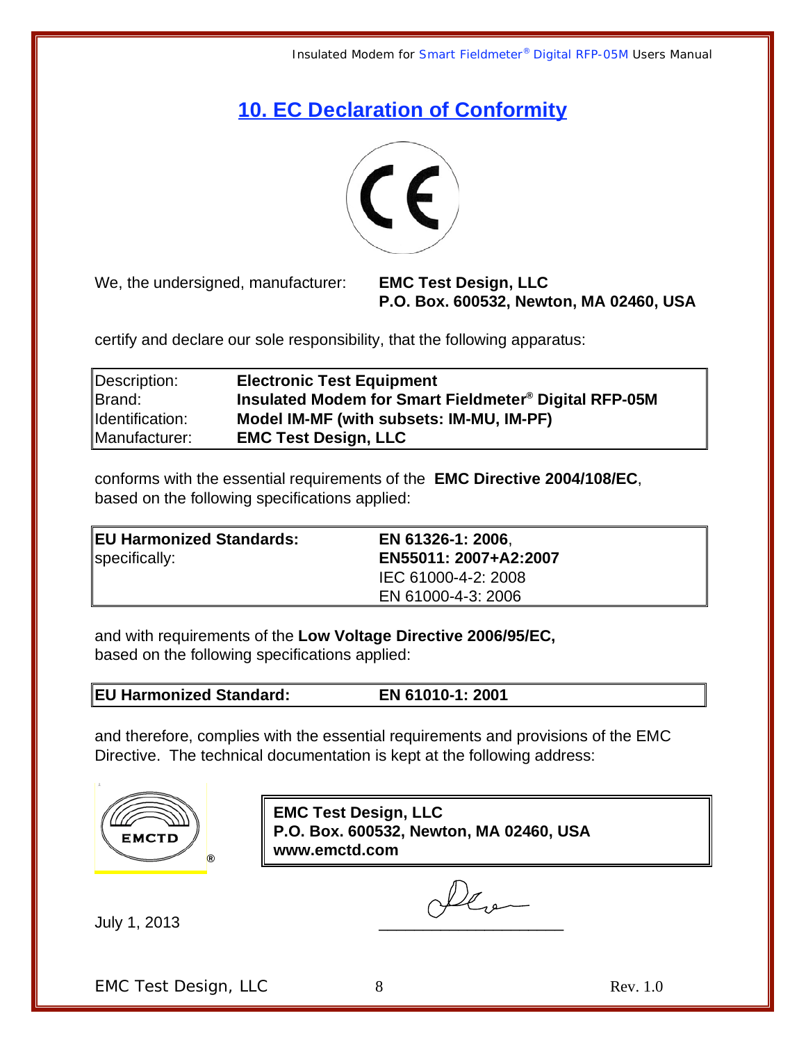# 10. EC Declaration of Conformity

We, the undersigned, manufacturer: **EMC Test Design, LLC**
**P.O. Box. 600532, Newton, MA 02460, USA**

certify and declare our sole responsibility, that the following apparatus:

| | |
|---|---|
| Description: | **Electronic Test Equipment** |
| Brand: | **Insulated Modem for Smart Fieldmeter® Digital RFP-05M** |
| Identification: | **Model IM-MF (with subsets: IM-MU, IM-PF)** |
| Manufacturer: | **EMC Test Design, LLC** |

conforms with the essential requirements of the **EMC Directive 2004/108/EC**, based on the following specifications applied:

| | |
|---|---|
| **EU Harmonized Standards:** | **EN 61326-1: 2006**, |
| specifically: | **EN55011: 2007+A2:2007** |
| | IEC 61000-4-2: 2008 |
| | EN 61000-4-3: 2006 |

and with requirements of the **Low Voltage Directive 2006/95/EC,** based on the following specifications applied:

| | |
|---|---|
| **EU Harmonized Standard:** | **EN 61010-1: 2001** |

and therefore, complies with the essential requirements and provisions of the EMC Directive. The technical documentation is kept at the following address:

EMCTD®

**EMC Test Design, LLC**
**P.O. Box. 600532, Newton, MA 02460, USA**
**www.emctd.com**

July 1, 2013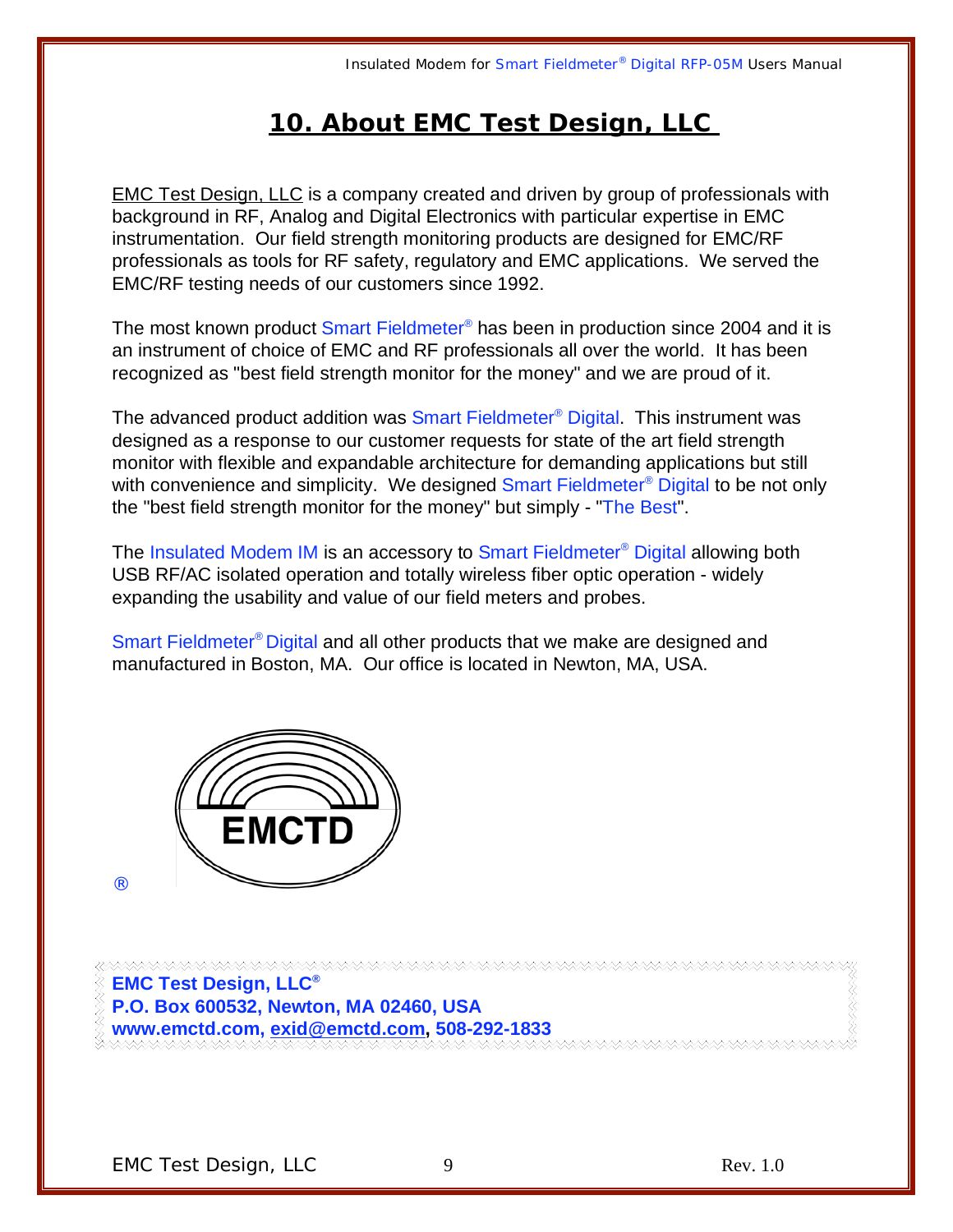# 10. About EMC Test Design, LLC

EMC Test Design, LLC is a company created and driven by group of professionals with background in RF, Analog and Digital Electronics with particular expertise in EMC instrumentation. Our field strength monitoring products are designed for EMC/RF professionals as tools for RF safety, regulatory and EMC applications. We served the EMC/RF testing needs of our customers since 1992.

The most known product Smart Fieldmeter® has been in production since 2004 and it is an instrument of choice of EMC and RF professionals all over the world. It has been recognized as "best field strength monitor for the money" and we are proud of it.

The advanced product addition was Smart Fieldmeter® Digital. This instrument was designed as a response to our customer requests for state of the art field strength monitor with flexible and expandable architecture for demanding applications but still with convenience and simplicity. We designed Smart Fieldmeter® Digital to be not only the "best field strength monitor for the money" but simply - "The Best".

The Insulated Modem IM is an accessory to Smart Fieldmeter® Digital allowing both USB RF/AC isolated operation and totally wireless fiber optic operation - widely expanding the usability and value of our field meters and probes.

Smart Fieldmeter® Digital and all other products that we make are designed and manufactured in Boston, MA. Our office is located in Newton, MA, USA.

EMCTD

®

**EMC Test Design, LLC®**
**P.O. Box 600532, Newton, MA 02460, USA**
**www.emctd.com, exid@emctd.com, 508-292-1833**